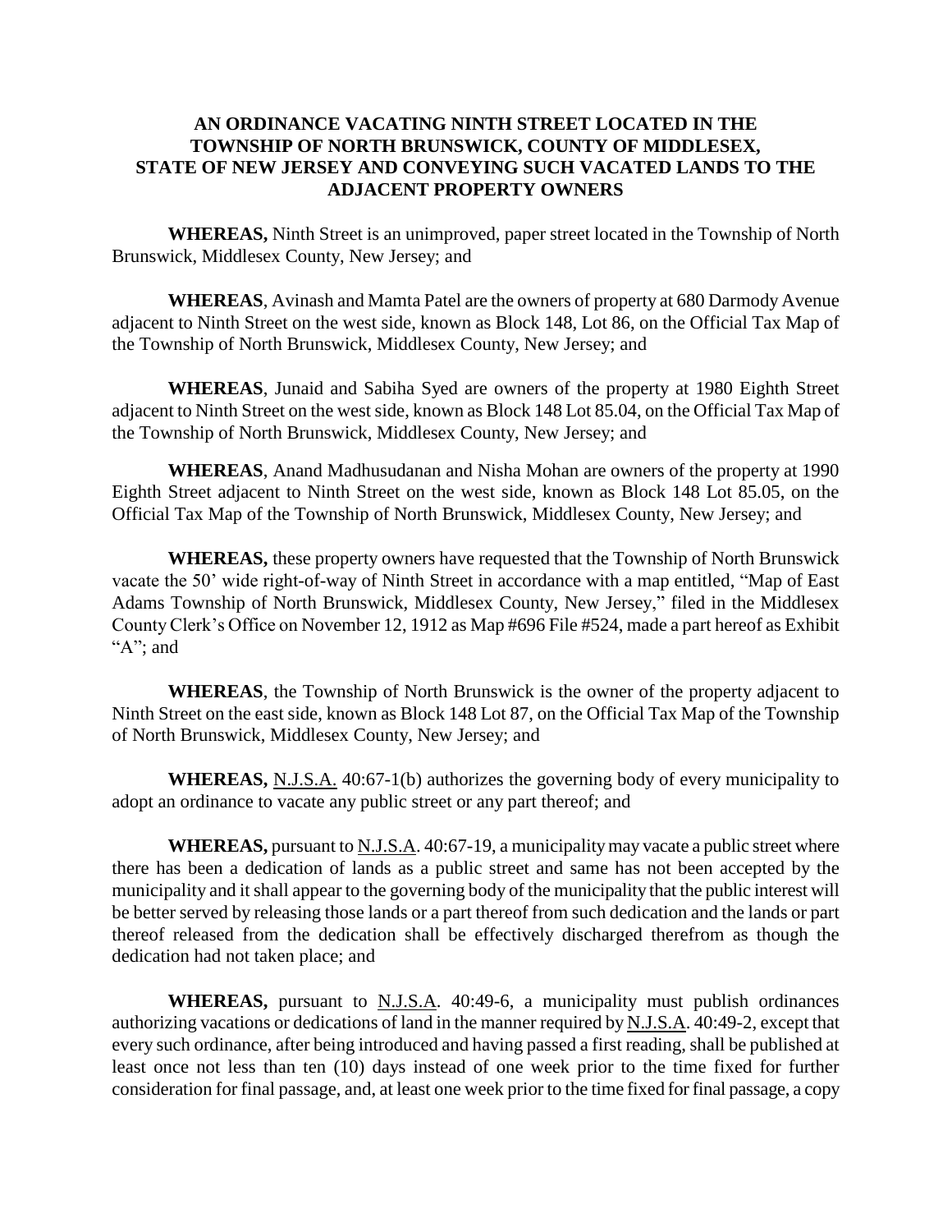# AN ORDINANCE VACATING NINTH STREET LOCATED IN THE TOWNSHIP OF NORTH BRUNSWICK, COUNTY OF MIDDLESEX, STATE OF NEW JERSEY AND CONVEYING SUCH VACATED LANDS TO THE ADJACENT PROPERTY OWNERS

**WHEREAS,** Ninth Street is an unimproved, paper street located in the Township of North Brunswick, Middlesex County, New Jersey; and

**WHEREAS**, Avinash and Mamta Patel are the owners of property at 680 Darmody Avenue adjacent to Ninth Street on the west side, known as Block 148, Lot 86, on the Official Tax Map of the Township of North Brunswick, Middlesex County, New Jersey; and

**WHEREAS**, Junaid and Sabiha Syed are owners of the property at 1980 Eighth Street adjacent to Ninth Street on the west side, known as Block 148 Lot 85.04, on the Official Tax Map of the Township of North Brunswick, Middlesex County, New Jersey; and

**WHEREAS**, Anand Madhusudanan and Nisha Mohan are owners of the property at 1990 Eighth Street adjacent to Ninth Street on the west side, known as Block 148 Lot 85.05, on the Official Tax Map of the Township of North Brunswick, Middlesex County, New Jersey; and

**WHEREAS,** these property owners have requested that the Township of North Brunswick vacate the 50' wide right-of-way of Ninth Street in accordance with a map entitled, "Map of East Adams Township of North Brunswick, Middlesex County, New Jersey," filed in the Middlesex County Clerk's Office on November 12, 1912 as Map #696 File #524, made a part hereof as Exhibit "A"; and

**WHEREAS**, the Township of North Brunswick is the owner of the property adjacent to Ninth Street on the east side, known as Block 148 Lot 87, on the Official Tax Map of the Township of North Brunswick, Middlesex County, New Jersey; and

**WHEREAS,** N.J.S.A. 40:67-1(b) authorizes the governing body of every municipality to adopt an ordinance to vacate any public street or any part thereof; and

**WHEREAS,** pursuant to N.J.S.A. 40:67-19, a municipality may vacate a public street where there has been a dedication of lands as a public street and same has not been accepted by the municipality and it shall appear to the governing body of the municipality that the public interest will be better served by releasing those lands or a part thereof from such dedication and the lands or part thereof released from the dedication shall be effectively discharged therefrom as though the dedication had not taken place; and

**WHEREAS,** pursuant to N.J.S.A. 40:49-6, a municipality must publish ordinances authorizing vacations or dedications of land in the manner required by N.J.S.A. 40:49-2, except that every such ordinance, after being introduced and having passed a first reading, shall be published at least once not less than ten (10) days instead of one week prior to the time fixed for further consideration for final passage, and, at least one week prior to the time fixed for final passage, a copy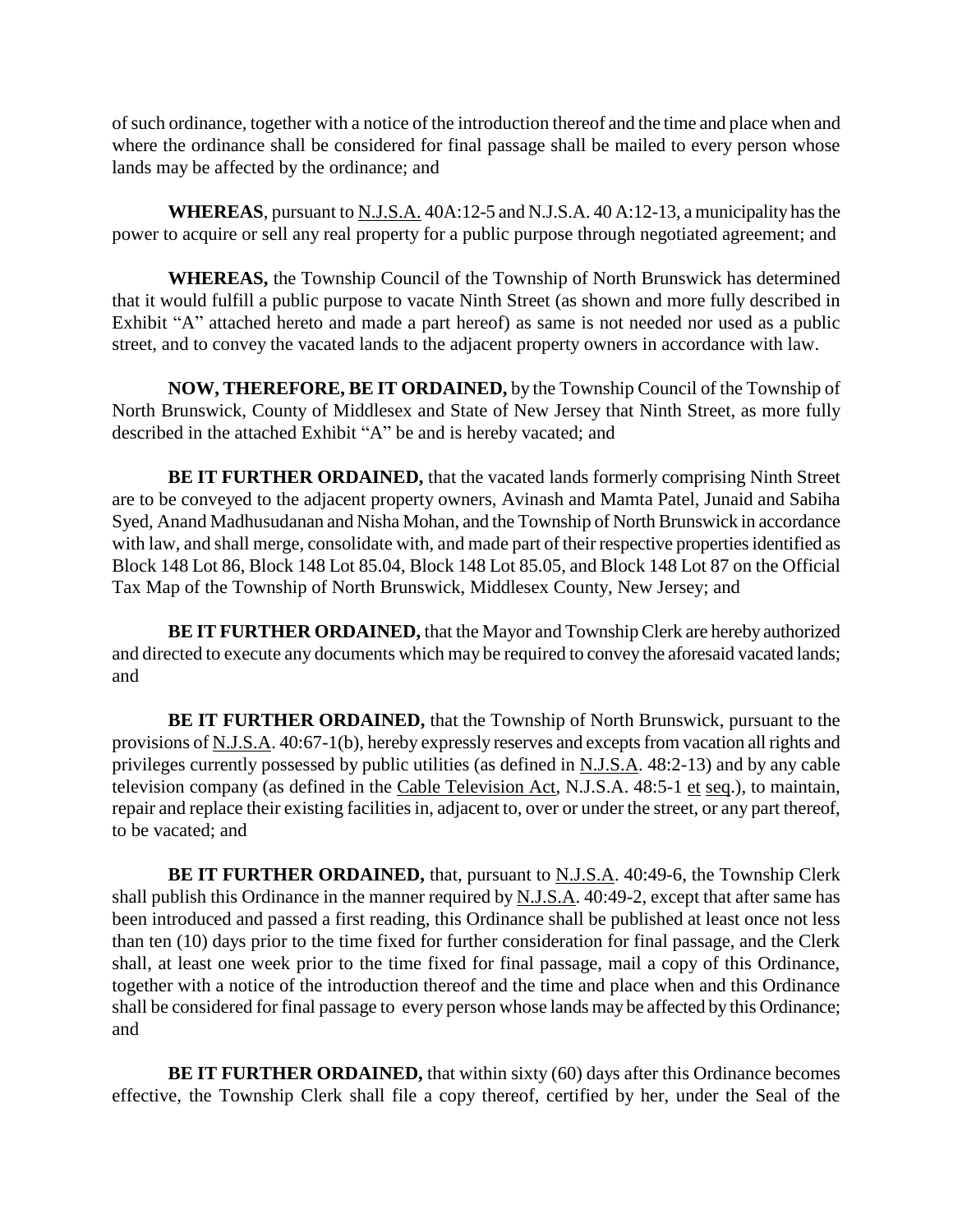of such ordinance, together with a notice of the introduction thereof and the time and place when and where the ordinance shall be considered for final passage shall be mailed to every person whose lands may be affected by the ordinance; and

**WHEREAS**, pursuant to N.J.S.A. 40A:12-5 and N.J.S.A. 40 A:12-13, a municipality has the power to acquire or sell any real property for a public purpose through negotiated agreement; and

**WHEREAS,** the Township Council of the Township of North Brunswick has determined that it would fulfill a public purpose to vacate Ninth Street (as shown and more fully described in Exhibit "A" attached hereto and made a part hereof) as same is not needed nor used as a public street, and to convey the vacated lands to the adjacent property owners in accordance with law.

**NOW, THEREFORE, BE IT ORDAINED,** by the Township Council of the Township of North Brunswick, County of Middlesex and State of New Jersey that Ninth Street, as more fully described in the attached Exhibit "A" be and is hereby vacated; and

**BE IT FURTHER ORDAINED,** that the vacated lands formerly comprising Ninth Street are to be conveyed to the adjacent property owners, Avinash and Mamta Patel, Junaid and Sabiha Syed, Anand Madhusudanan and Nisha Mohan, and the Township of North Brunswick in accordance with law, and shall merge, consolidate with, and made part of their respective properties identified as Block 148 Lot 86, Block 148 Lot 85.04, Block 148 Lot 85.05, and Block 148 Lot 87 on the Official Tax Map of the Township of North Brunswick, Middlesex County, New Jersey; and

**BE IT FURTHER ORDAINED,** that the Mayor and Township Clerk are hereby authorized and directed to execute any documents which may be required to convey the aforesaid vacated lands; and

**BE IT FURTHER ORDAINED,** that the Township of North Brunswick, pursuant to the provisions of N.J.S.A. 40:67-1(b), hereby expressly reserves and excepts from vacation all rights and privileges currently possessed by public utilities (as defined in N.J.S.A. 48:2-13) and by any cable television company (as defined in the Cable Television Act, N.J.S.A. 48:5-1 et seq.), to maintain, repair and replace their existing facilities in, adjacent to, over or under the street, or any part thereof, to be vacated; and

**BE IT FURTHER ORDAINED,** that, pursuant to N.J.S.A. 40:49-6, the Township Clerk shall publish this Ordinance in the manner required by N.J.S.A. 40:49-2, except that after same has been introduced and passed a first reading, this Ordinance shall be published at least once not less than ten (10) days prior to the time fixed for further consideration for final passage, and the Clerk shall, at least one week prior to the time fixed for final passage, mail a copy of this Ordinance, together with a notice of the introduction thereof and the time and place when and this Ordinance shall be considered for final passage to every person whose lands may be affected by this Ordinance; and

**BE IT FURTHER ORDAINED,** that within sixty (60) days after this Ordinance becomes effective, the Township Clerk shall file a copy thereof, certified by her, under the Seal of the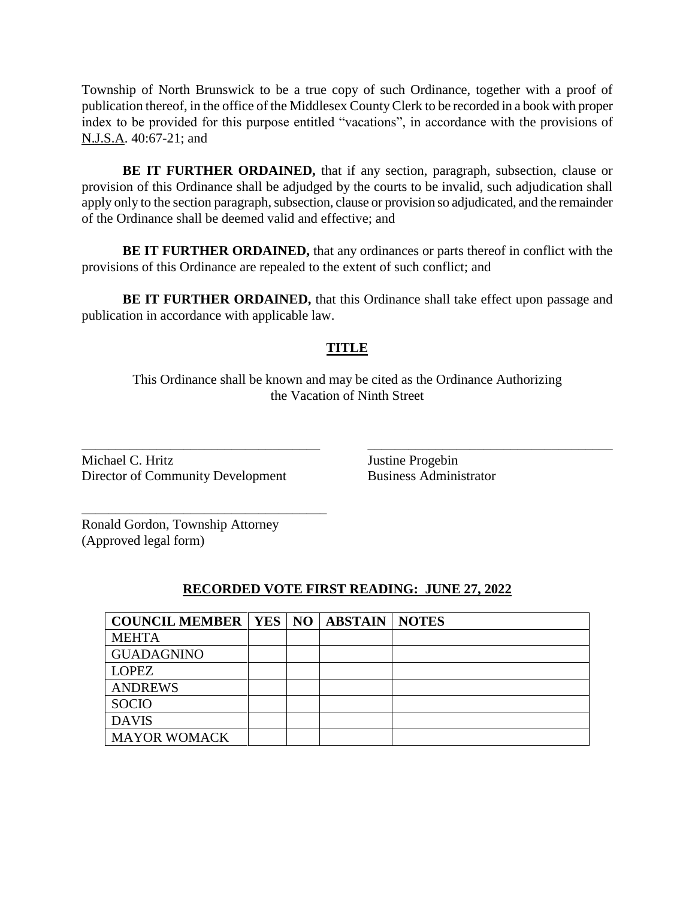Township of North Brunswick to be a true copy of such Ordinance, together with a proof of publication thereof, in the office of the Middlesex County Clerk to be recorded in a book with proper index to be provided for this purpose entitled "vacations", in accordance with the provisions of N.J.S.A. 40:67-21; and

**BE IT FURTHER ORDAINED,** that if any section, paragraph, subsection, clause or provision of this Ordinance shall be adjudged by the courts to be invalid, such adjudication shall apply only to the section paragraph, subsection, clause or provision so adjudicated, and the remainder of the Ordinance shall be deemed valid and effective; and

**BE IT FURTHER ORDAINED,** that any ordinances or parts thereof in conflict with the provisions of this Ordinance are repealed to the extent of such conflict; and

**BE IT FURTHER ORDAINED,** that this Ordinance shall take effect upon passage and publication in accordance with applicable law.

## TITLE

This Ordinance shall be known and may be cited as the Ordinance Authorizing the Vacation of Ninth Street

___________________________________
Michael C. Hritz
Director of Community Development

___________________________________
Justine Progebin
Business Administrator

___________________________________
Ronald Gordon, Township Attorney
(Approved legal form)

**RECORDED VOTE FIRST READING: JUNE 27, 2022**

| COUNCIL MEMBER | YES | NO | ABSTAIN | NOTES |
|---|---|---|---|---|
| MEHTA | | | | |
| GUADAGNINO | | | | |
| LOPEZ | | | | |
| ANDREWS | | | | |
| SOCIO | | | | |
| DAVIS | | | | |
| MAYOR WOMACK | | | | |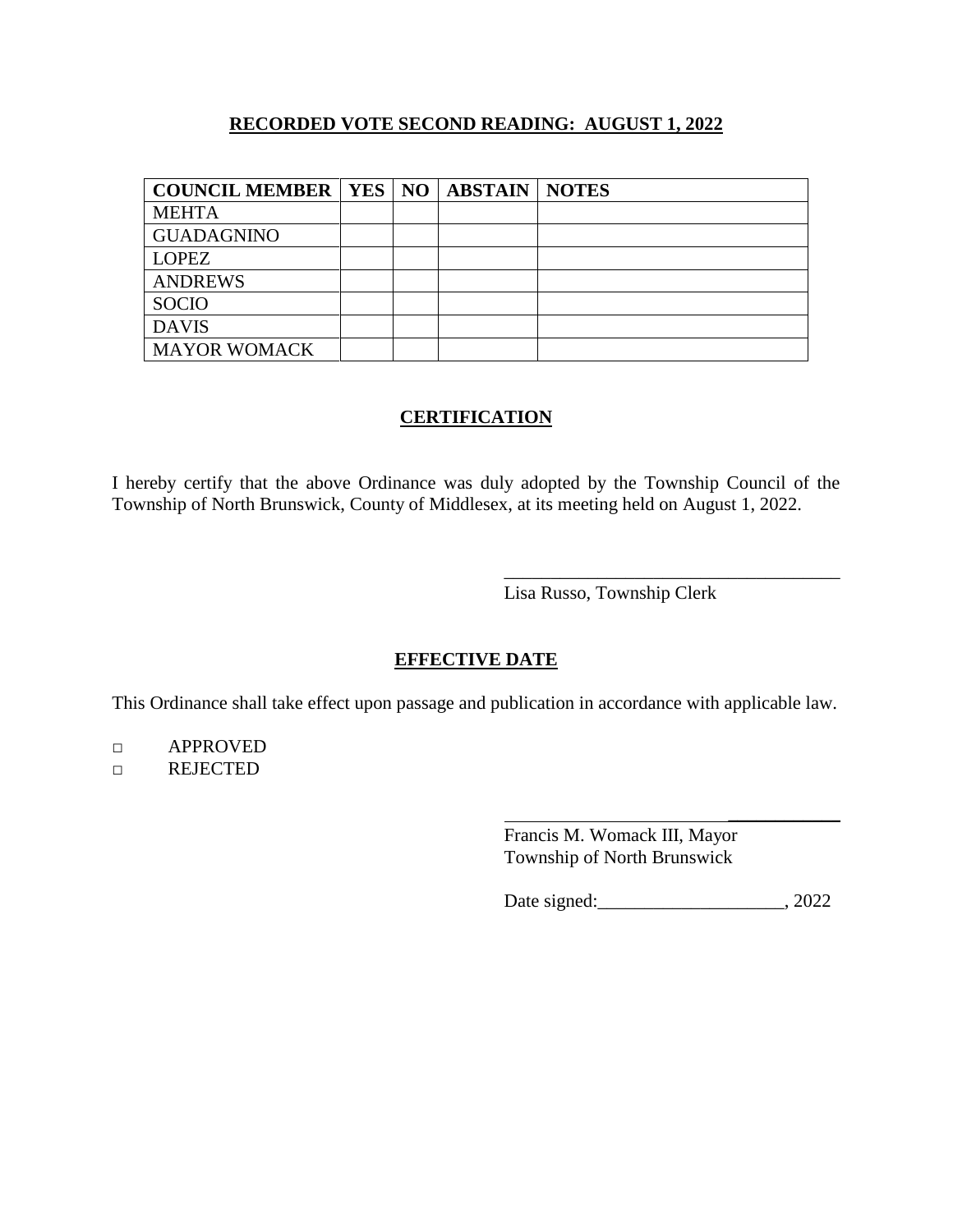**RECORDED VOTE SECOND READING: AUGUST 1, 2022**

| COUNCIL MEMBER | YES | NO | ABSTAIN | NOTES |
|---|---|---|---|---|
| MEHTA | | | | |
| GUADAGNINO | | | | |
| LOPEZ | | | | |
| ANDREWS | | | | |
| SOCIO | | | | |
| DAVIS | | | | |
| MAYOR WOMACK | | | | |

## CERTIFICATION

I hereby certify that the above Ordinance was duly adopted by the Township Council of the Township of North Brunswick, County of Middlesex, at its meeting held on August 1, 2022.

_____________________________________
Lisa Russo, Township Clerk

## EFFECTIVE DATE

This Ordinance shall take effect upon passage and publication in accordance with applicable law.

- □ APPROVED
- □ REJECTED

_____________________________________
Francis M. Womack III, Mayor
Township of North Brunswick

Date signed:____________________, 2022